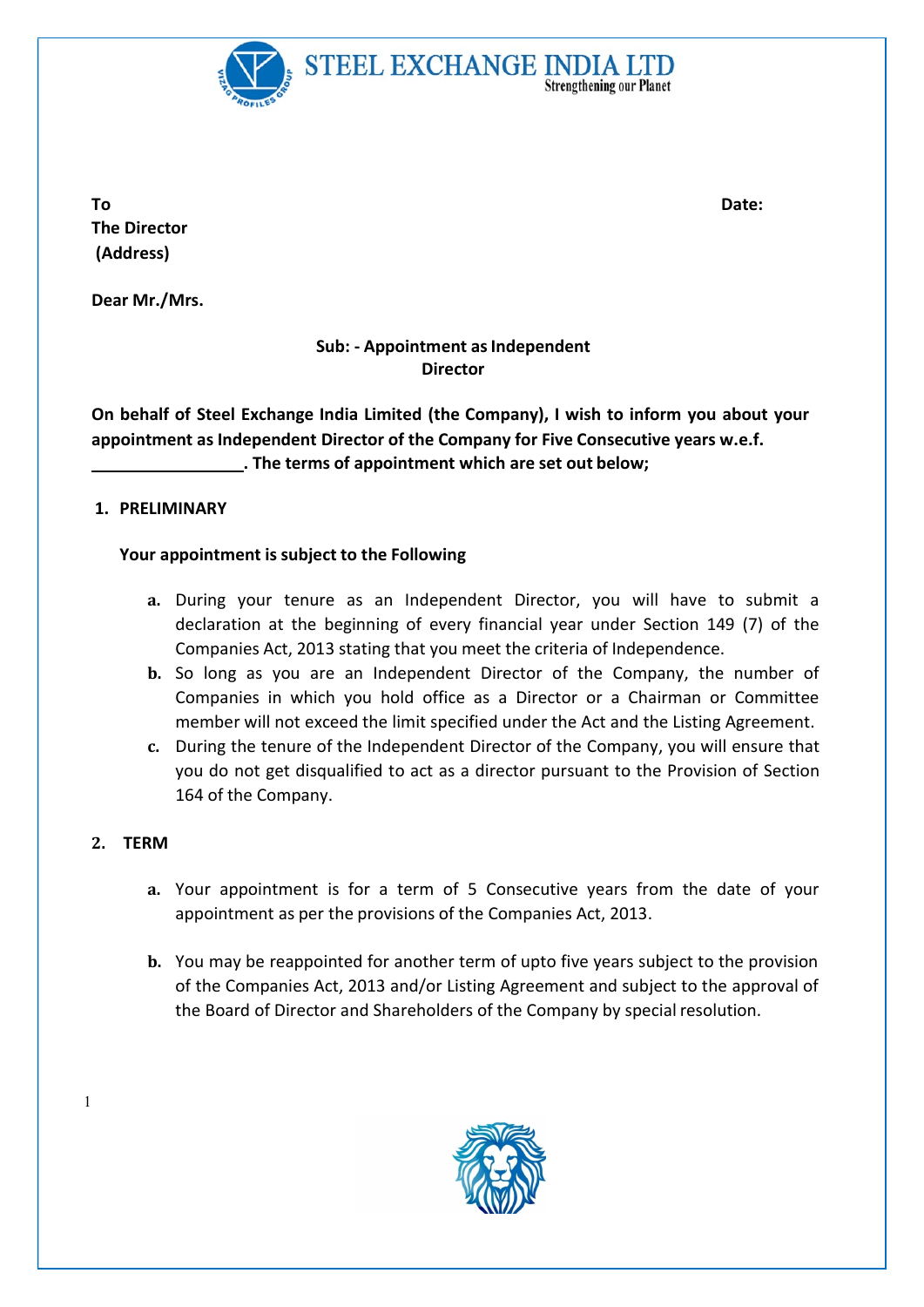**STEEL EXCHANGE INDIA LTD**
Strengthening our Planet

**To**
**The Director**
**(Address)**

**Date:**

**Dear Mr./Mrs.**

**Sub: - Appointment as Independent Director**

**On behalf of Steel Exchange India Limited (the Company), I wish to inform you about your appointment as Independent Director of the Company for Five Consecutive years w.e.f. \_\_\_\_\_\_\_\_\_\_\_\_\_\_\_\_\_. The terms of appointment which are set out below;**

## 1. PRELIMINARY

**Your appointment is subject to the Following**

- **a.** During your tenure as an Independent Director, you will have to submit a declaration at the beginning of every financial year under Section 149 (7) of the Companies Act, 2013 stating that you meet the criteria of Independence.
- **b.** So long as you are an Independent Director of the Company, the number of Companies in which you hold office as a Director or a Chairman or Committee member will not exceed the limit specified under the Act and the Listing Agreement.
- **c.** During the tenure of the Independent Director of the Company, you will ensure that you do not get disqualified to act as a director pursuant to the Provision of Section 164 of the Company.

## 2. TERM

- **a.** Your appointment is for a term of 5 Consecutive years from the date of your appointment as per the provisions of the Companies Act, 2013.
- **b.** You may be reappointed for another term of upto five years subject to the provision of the Companies Act, 2013 and/or Listing Agreement and subject to the approval of the Board of Director and Shareholders of the Company by special resolution.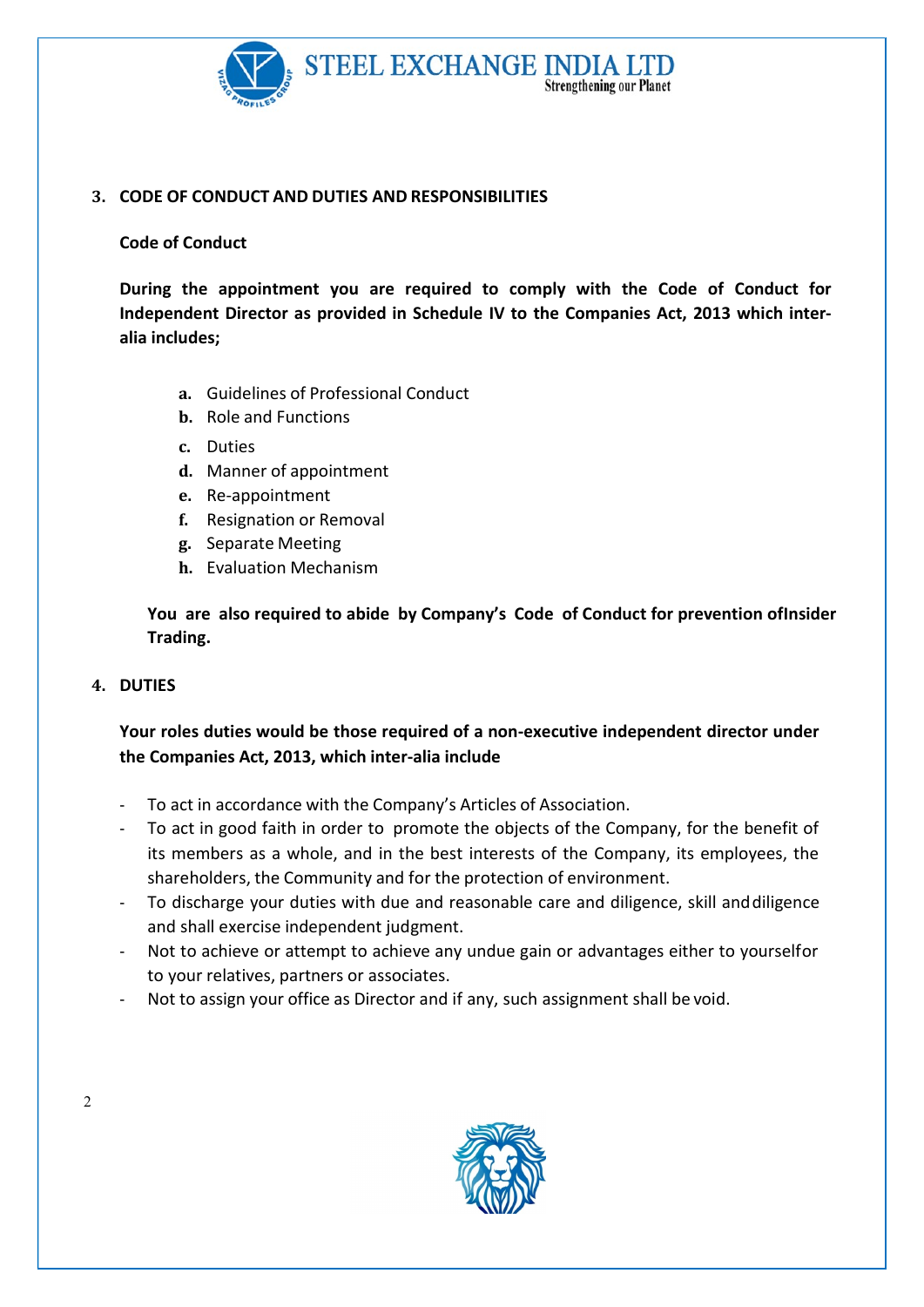## 3. CODE OF CONDUCT AND DUTIES AND RESPONSIBILITIES

### Code of Conduct

**During the appointment you are required to comply with the Code of Conduct for Independent Director as provided in Schedule IV to the Companies Act, 2013 which inter-alia includes;**

a. Guidelines of Professional Conduct
b. Role and Functions
c. Duties
d. Manner of appointment
e. Re-appointment
f. Resignation or Removal
g. Separate Meeting
h. Evaluation Mechanism

**You are also required to abide by Company's Code of Conduct for prevention ofInsider Trading.**

## 4. DUTIES

**Your roles duties would be those required of a non-executive independent director under the Companies Act, 2013, which inter-alia include**

- To act in accordance with the Company's Articles of Association.
- To act in good faith in order to promote the objects of the Company, for the benefit of its members as a whole, and in the best interests of the Company, its employees, the shareholders, the Community and for the protection of environment.
- To discharge your duties with due and reasonable care and diligence, skill anddiligence and shall exercise independent judgment.
- Not to achieve or attempt to achieve any undue gain or advantages either to yourselfor to your relatives, partners or associates.
- Not to assign your office as Director and if any, such assignment shall be void.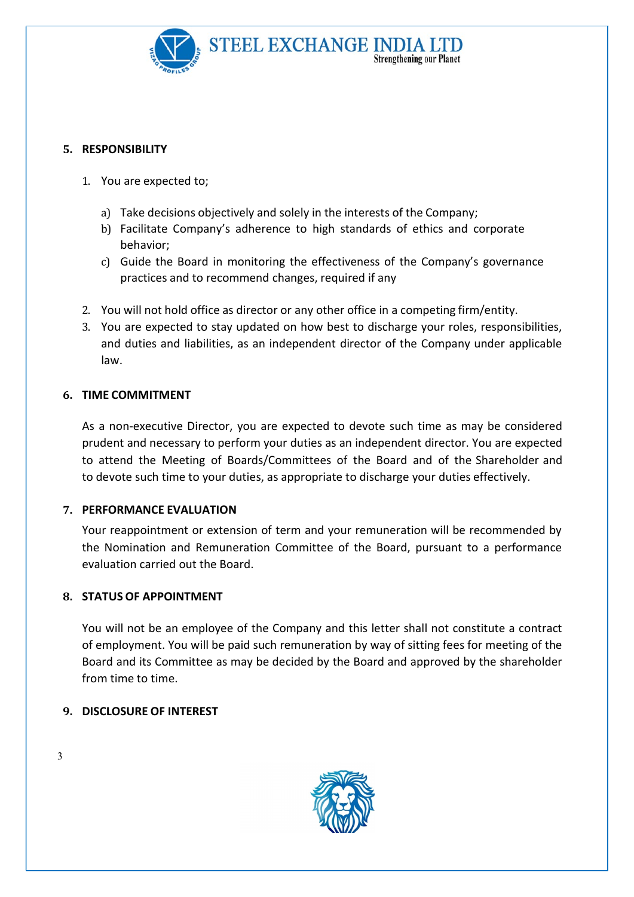## 5. RESPONSIBILITY

1. You are expected to;

   a) Take decisions objectively and solely in the interests of the Company;
   b) Facilitate Company's adherence to high standards of ethics and corporate behavior;
   c) Guide the Board in monitoring the effectiveness of the Company's governance practices and to recommend changes, required if any

2. You will not hold office as director or any other office in a competing firm/entity.
3. You are expected to stay updated on how best to discharge your roles, responsibilities, and duties and liabilities, as an independent director of the Company under applicable law.

## 6. TIME COMMITMENT

As a non-executive Director, you are expected to devote such time as may be considered prudent and necessary to perform your duties as an independent director. You are expected to attend the Meeting of Boards/Committees of the Board and of the Shareholder and to devote such time to your duties, as appropriate to discharge your duties effectively.

## 7. PERFORMANCE EVALUATION

Your reappointment or extension of term and your remuneration will be recommended by the Nomination and Remuneration Committee of the Board, pursuant to a performance evaluation carried out the Board.

## 8. STATUS OF APPOINTMENT

You will not be an employee of the Company and this letter shall not constitute a contract of employment. You will be paid such remuneration by way of sitting fees for meeting of the Board and its Committee as may be decided by the Board and approved by the shareholder from time to time.

## 9. DISCLOSURE OF INTEREST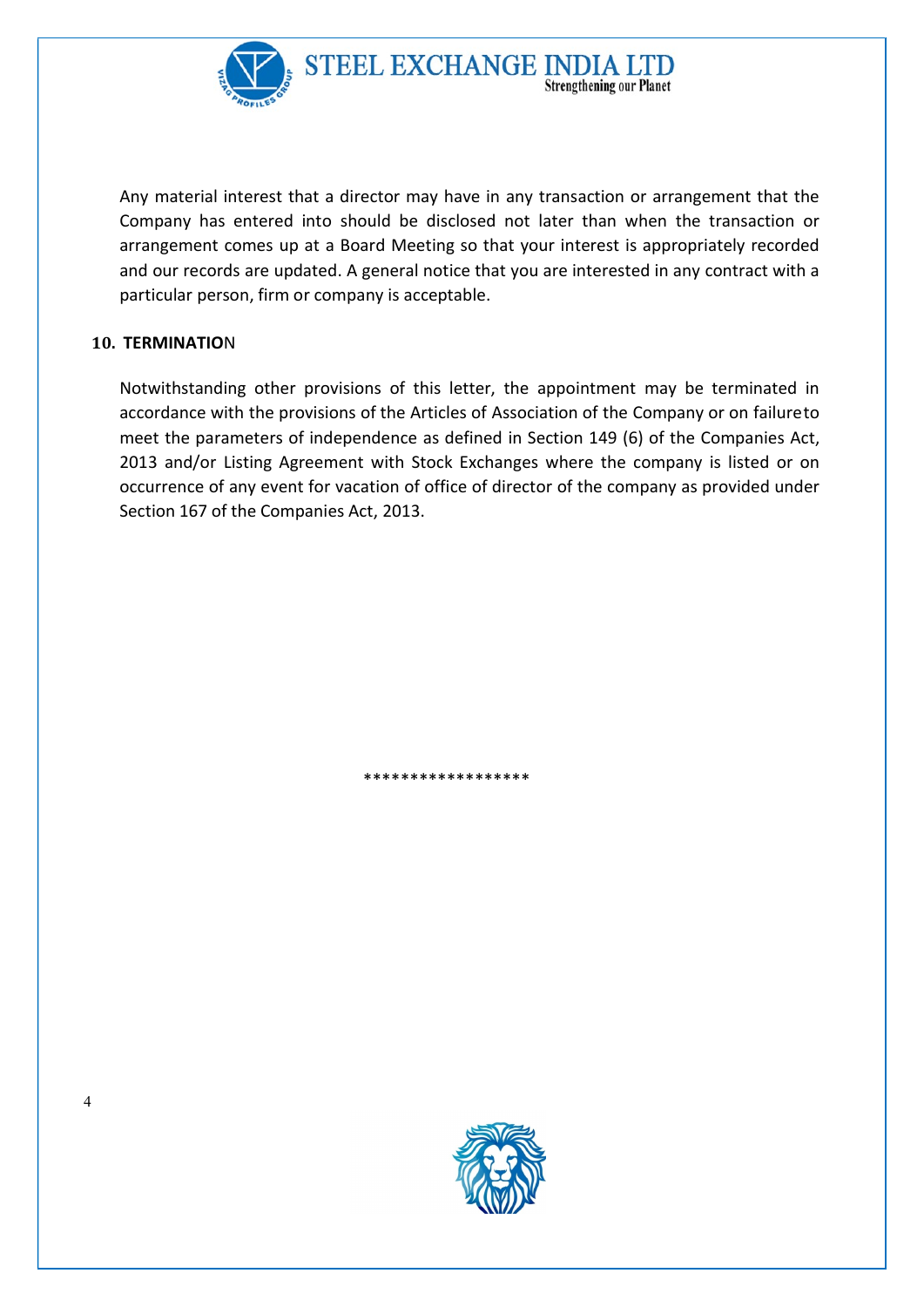Any material interest that a director may have in any transaction or arrangement that the Company has entered into should be disclosed not later than when the transaction or arrangement comes up at a Board Meeting so that your interest is appropriately recorded and our records are updated. A general notice that you are interested in any contract with a particular person, firm or company is acceptable.

## 10. TERMINATION

Notwithstanding other provisions of this letter, the appointment may be terminated in accordance with the provisions of the Articles of Association of the Company or on failure to meet the parameters of independence as defined in Section 149 (6) of the Companies Act, 2013 and/or Listing Agreement with Stock Exchanges where the company is listed or on occurrence of any event for vacation of office of director of the company as provided under Section 167 of the Companies Act, 2013.

******************